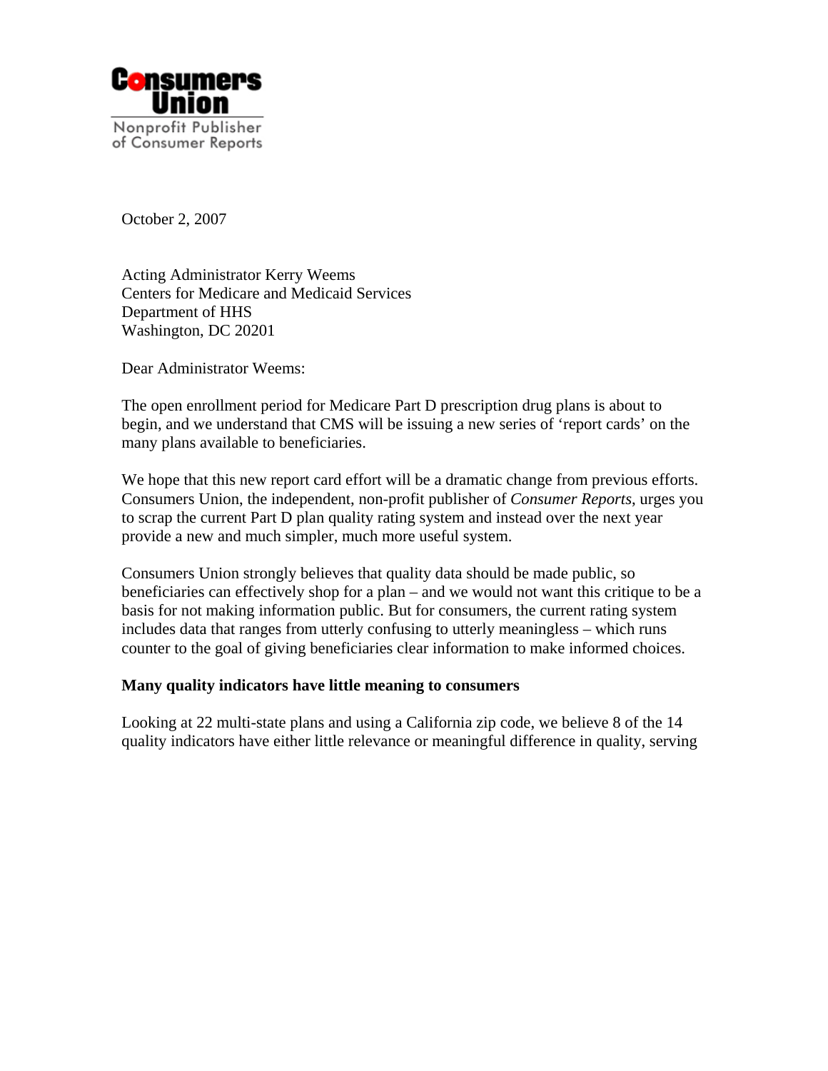**Consumers Union**

Nonprofit Publisher of Consumer Reports

October 2, 2007

Acting Administrator Kerry Weems
Centers for Medicare and Medicaid Services
Department of HHS
Washington, DC 20201

Dear Administrator Weems:

The open enrollment period for Medicare Part D prescription drug plans is about to begin, and we understand that CMS will be issuing a new series of 'report cards' on the many plans available to beneficiaries.

We hope that this new report card effort will be a dramatic change from previous efforts. Consumers Union, the independent, non-profit publisher of *Consumer Reports*, urges you to scrap the current Part D plan quality rating system and instead over the next year provide a new and much simpler, much more useful system.

Consumers Union strongly believes that quality data should be made public, so beneficiaries can effectively shop for a plan – and we would not want this critique to be a basis for not making information public. But for consumers, the current rating system includes data that ranges from utterly confusing to utterly meaningless – which runs counter to the goal of giving beneficiaries clear information to make informed choices.

**Many quality indicators have little meaning to consumers**

Looking at 22 multi-state plans and using a California zip code, we believe 8 of the 14 quality indicators have either little relevance or meaningful difference in quality, serving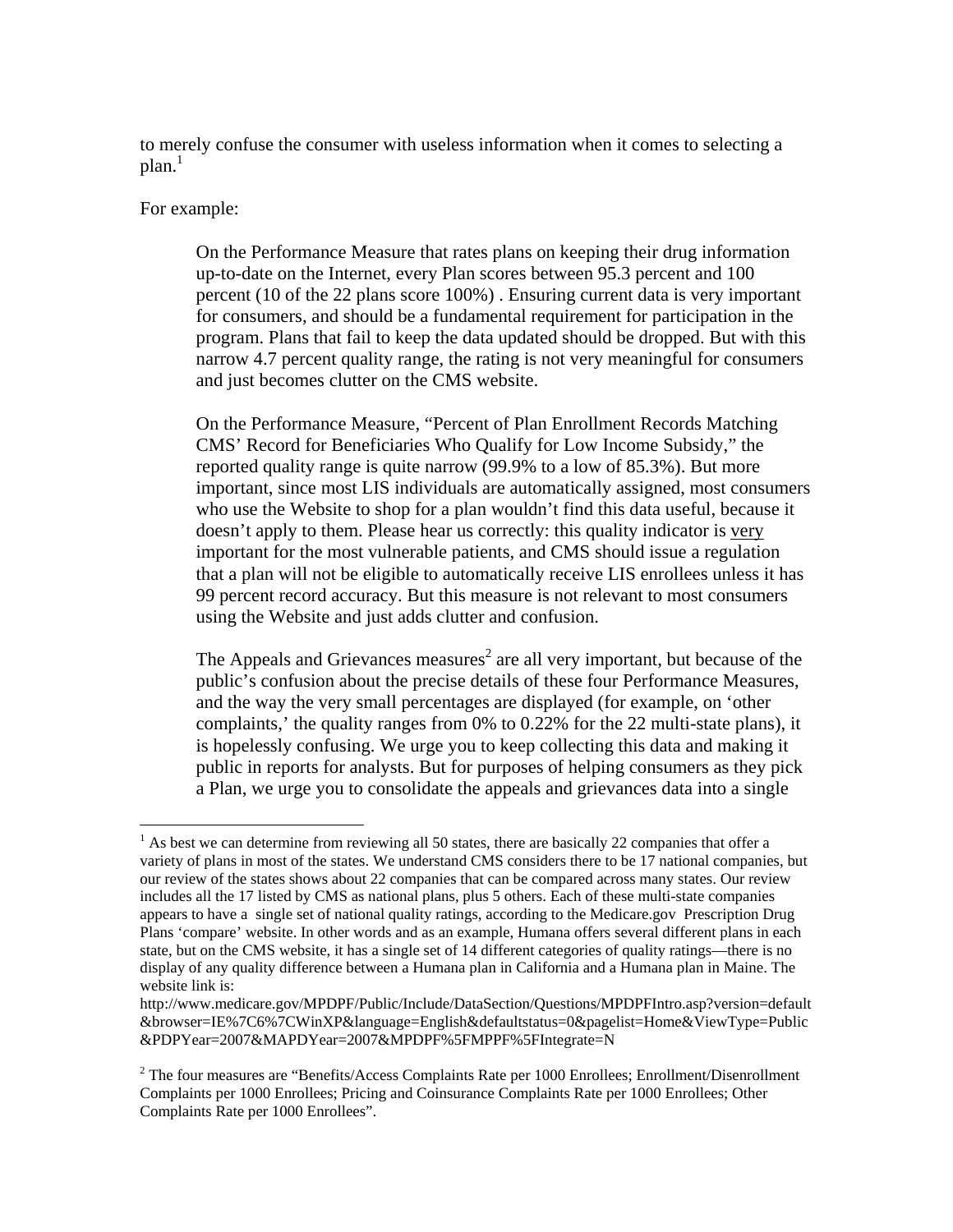to merely confuse the consumer with useless information when it comes to selecting a plan.[1]

For example:

> On the Performance Measure that rates plans on keeping their drug information up-to-date on the Internet, every Plan scores between 95.3 percent and 100 percent (10 of the 22 plans score 100%) . Ensuring current data is very important for consumers, and should be a fundamental requirement for participation in the program. Plans that fail to keep the data updated should be dropped. But with this narrow 4.7 percent quality range, the rating is not very meaningful for consumers and just becomes clutter on the CMS website.
>
> On the Performance Measure, "Percent of Plan Enrollment Records Matching CMS' Record for Beneficiaries Who Qualify for Low Income Subsidy," the reported quality range is quite narrow (99.9% to a low of 85.3%). But more important, since most LIS individuals are automatically assigned, most consumers who use the Website to shop for a plan wouldn't find this data useful, because it doesn't apply to them. Please hear us correctly: this quality indicator is <u>very</u> important for the most vulnerable patients, and CMS should issue a regulation that a plan will not be eligible to automatically receive LIS enrollees unless it has 99 percent record accuracy. But this measure is not relevant to most consumers using the Website and just adds clutter and confusion.
>
> The Appeals and Grievances measures[2] are all very important, but because of the public's confusion about the precise details of these four Performance Measures, and the way the very small percentages are displayed (for example, on 'other complaints,' the quality ranges from 0% to 0.22% for the 22 multi-state plans), it is hopelessly confusing. We urge you to keep collecting this data and making it public in reports for analysts. But for purposes of helping consumers as they pick a Plan, we urge you to consolidate the appeals and grievances data into a single

---

[1] As best we can determine from reviewing all 50 states, there are basically 22 companies that offer a variety of plans in most of the states. We understand CMS considers there to be 17 national companies, but our review of the states shows about 22 companies that can be compared across many states. Our review includes all the 17 listed by CMS as national plans, plus 5 others. Each of these multi-state companies appears to have a single set of national quality ratings, according to the Medicare.gov Prescription Drug Plans 'compare' website. In other words and as an example, Humana offers several different plans in each state, but on the CMS website, it has a single set of 14 different categories of quality ratings—there is no display of any quality difference between a Humana plan in California and a Humana plan in Maine. The website link is:
http://www.medicare.gov/MPDPF/Public/Include/DataSection/Questions/MPDPFIntro.asp?version=default&browser=IE%7C6%7CWinXP&language=English&defaultstatus=0&pagelist=Home&ViewType=Public&PDPYear=2007&MAPDYear=2007&MPDPF%5FMPPF%5FIntegrate=N

[2] The four measures are "Benefits/Access Complaints Rate per 1000 Enrollees; Enrollment/Disenrollment Complaints per 1000 Enrollees; Pricing and Coinsurance Complaints Rate per 1000 Enrollees; Other Complaints Rate per 1000 Enrollees".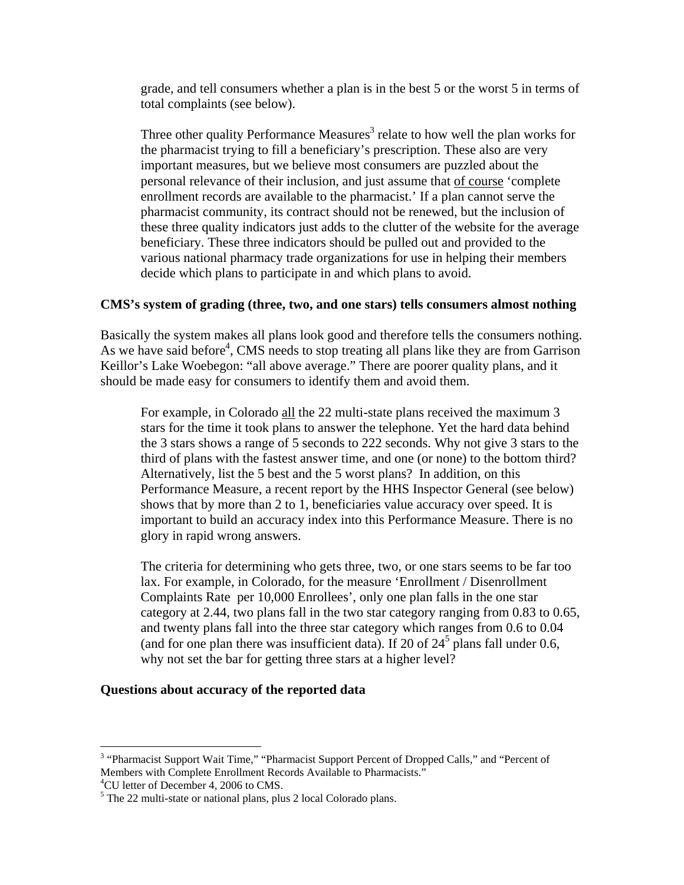grade, and tell consumers whether a plan is in the best 5 or the worst 5 in terms of total complaints (see below).

Three other quality Performance Measures[3] relate to how well the plan works for the pharmacist trying to fill a beneficiary's prescription. These also are very important measures, but we believe most consumers are puzzled about the personal relevance of their inclusion, and just assume that <u>of course</u> 'complete enrollment records are available to the pharmacist.' If a plan cannot serve the pharmacist community, its contract should not be renewed, but the inclusion of these three quality indicators just adds to the clutter of the website for the average beneficiary. These three indicators should be pulled out and provided to the various national pharmacy trade organizations for use in helping their members decide which plans to participate in and which plans to avoid.

**CMS's system of grading (three, two, and one stars) tells consumers almost nothing**

Basically the system makes all plans look good and therefore tells the consumers nothing. As we have said before[4], CMS needs to stop treating all plans like they are from Garrison Keillor's Lake Woebegon: "all above average." There are poorer quality plans, and it should be made easy for consumers to identify them and avoid them.

For example, in Colorado <u>all</u> the 22 multi-state plans received the maximum 3 stars for the time it took plans to answer the telephone. Yet the hard data behind the 3 stars shows a range of 5 seconds to 222 seconds. Why not give 3 stars to the third of plans with the fastest answer time, and one (or none) to the bottom third? Alternatively, list the 5 best and the 5 worst plans? In addition, on this Performance Measure, a recent report by the HHS Inspector General (see below) shows that by more than 2 to 1, beneficiaries value accuracy over speed. It is important to build an accuracy index into this Performance Measure. There is no glory in rapid wrong answers.

The criteria for determining who gets three, two, or one stars seems to be far too lax. For example, in Colorado, for the measure 'Enrollment / Disenrollment Complaints Rate per 10,000 Enrollees', only one plan falls in the one star category at 2.44, two plans fall in the two star category ranging from 0.83 to 0.65, and twenty plans fall into the three star category which ranges from 0.6 to 0.04 (and for one plan there was insufficient data). If 20 of 24[5] plans fall under 0.6, why not set the bar for getting three stars at a higher level?

**Questions about accuracy of the reported data**

---

[3] "Pharmacist Support Wait Time," "Pharmacist Support Percent of Dropped Calls," and "Percent of Members with Complete Enrollment Records Available to Pharmacists."

[4] CU letter of December 4, 2006 to CMS.

[5] The 22 multi-state or national plans, plus 2 local Colorado plans.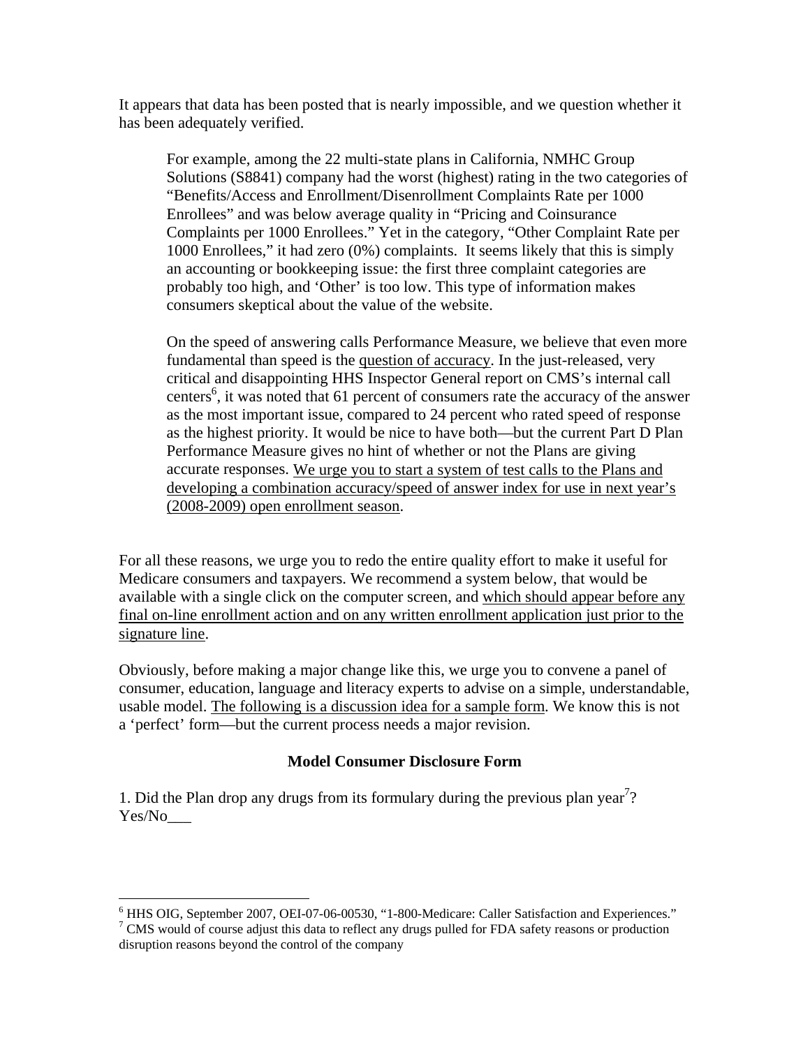It appears that data has been posted that is nearly impossible, and we question whether it has been adequately verified.

> For example, among the 22 multi-state plans in California, NMHC Group Solutions (S8841) company had the worst (highest) rating in the two categories of "Benefits/Access and Enrollment/Disenrollment Complaints Rate per 1000 Enrollees" and was below average quality in "Pricing and Coinsurance Complaints per 1000 Enrollees." Yet in the category, "Other Complaint Rate per 1000 Enrollees," it had zero (0%) complaints. It seems likely that this is simply an accounting or bookkeeping issue: the first three complaint categories are probably too high, and 'Other' is too low. This type of information makes consumers skeptical about the value of the website.
>
> On the speed of answering calls Performance Measure, we believe that even more fundamental than speed is the <u>question of accuracy</u>. In the just-released, very critical and disappointing HHS Inspector General report on CMS's internal call centers[6], it was noted that 61 percent of consumers rate the accuracy of the answer as the most important issue, compared to 24 percent who rated speed of response as the highest priority. It would be nice to have both—but the current Part D Plan Performance Measure gives no hint of whether or not the Plans are giving accurate responses. <u>We urge you to start a system of test calls to the Plans and developing a combination accuracy/speed of answer index for use in next year's (2008-2009) open enrollment season</u>.

For all these reasons, we urge you to redo the entire quality effort to make it useful for Medicare consumers and taxpayers. We recommend a system below, that would be available with a single click on the computer screen, and <u>which should appear before any final on-line enrollment action and on any written enrollment application just prior to the signature line</u>.

Obviously, before making a major change like this, we urge you to convene a panel of consumer, education, language and literacy experts to advise on a simple, understandable, usable model. <u>The following is a discussion idea for a sample form</u>. We know this is not a 'perfect' form—but the current process needs a major revision.

### Model Consumer Disclosure Form

1. Did the Plan drop any drugs from its formulary during the previous plan year[7]? Yes/No___

---

[6] HHS OIG, September 2007, OEI-07-06-00530, "1-800-Medicare: Caller Satisfaction and Experiences."

[7] CMS would of course adjust this data to reflect any drugs pulled for FDA safety reasons or production disruption reasons beyond the control of the company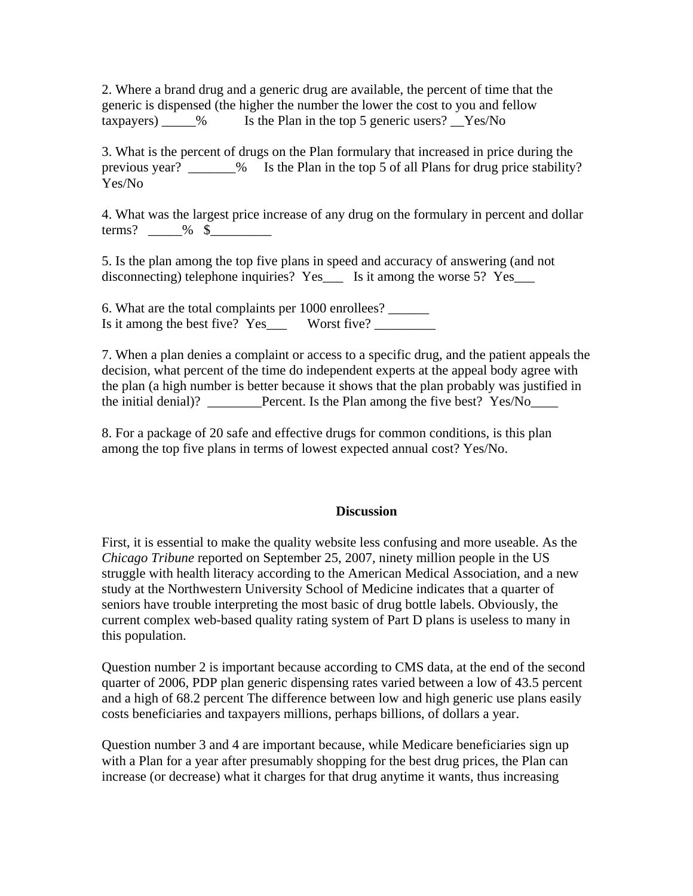2. Where a brand drug and a generic drug are available, the percent of time that the generic is dispensed (the higher the number the lower the cost to you and fellow taxpayers) _____%    Is the Plan in the top 5 generic users? __Yes/No

3. What is the percent of drugs on the Plan formulary that increased in price during the previous year? _______%   Is the Plan in the top 5 of all Plans for drug price stability? Yes/No

4. What was the largest price increase of any drug on the formulary in percent and dollar terms? _____% $_________

5. Is the plan among the top five plans in speed and accuracy of answering (and not disconnecting) telephone inquiries? Yes___   Is it among the worse 5? Yes___

6. What are the total complaints per 1000 enrollees? ______
Is it among the best five? Yes___   Worst five? _________

7. When a plan denies a complaint or access to a specific drug, and the patient appeals the decision, what percent of the time do independent experts at the appeal body agree with the plan (a high number is better because it shows that the plan probably was justified in the initial denial)? ________Percent. Is the Plan among the five best? Yes/No____

8. For a package of 20 safe and effective drugs for common conditions, is this plan among the top five plans in terms of lowest expected annual cost? Yes/No.

## Discussion

First, it is essential to make the quality website less confusing and more useable. As the *Chicago Tribune* reported on September 25, 2007, ninety million people in the US struggle with health literacy according to the American Medical Association, and a new study at the Northwestern University School of Medicine indicates that a quarter of seniors have trouble interpreting the most basic of drug bottle labels. Obviously, the current complex web-based quality rating system of Part D plans is useless to many in this population.

Question number 2 is important because according to CMS data, at the end of the second quarter of 2006, PDP plan generic dispensing rates varied between a low of 43.5 percent and a high of 68.2 percent The difference between low and high generic use plans easily costs beneficiaries and taxpayers millions, perhaps billions, of dollars a year.

Question number 3 and 4 are important because, while Medicare beneficiaries sign up with a Plan for a year after presumably shopping for the best drug prices, the Plan can increase (or decrease) what it charges for that drug anytime it wants, thus increasing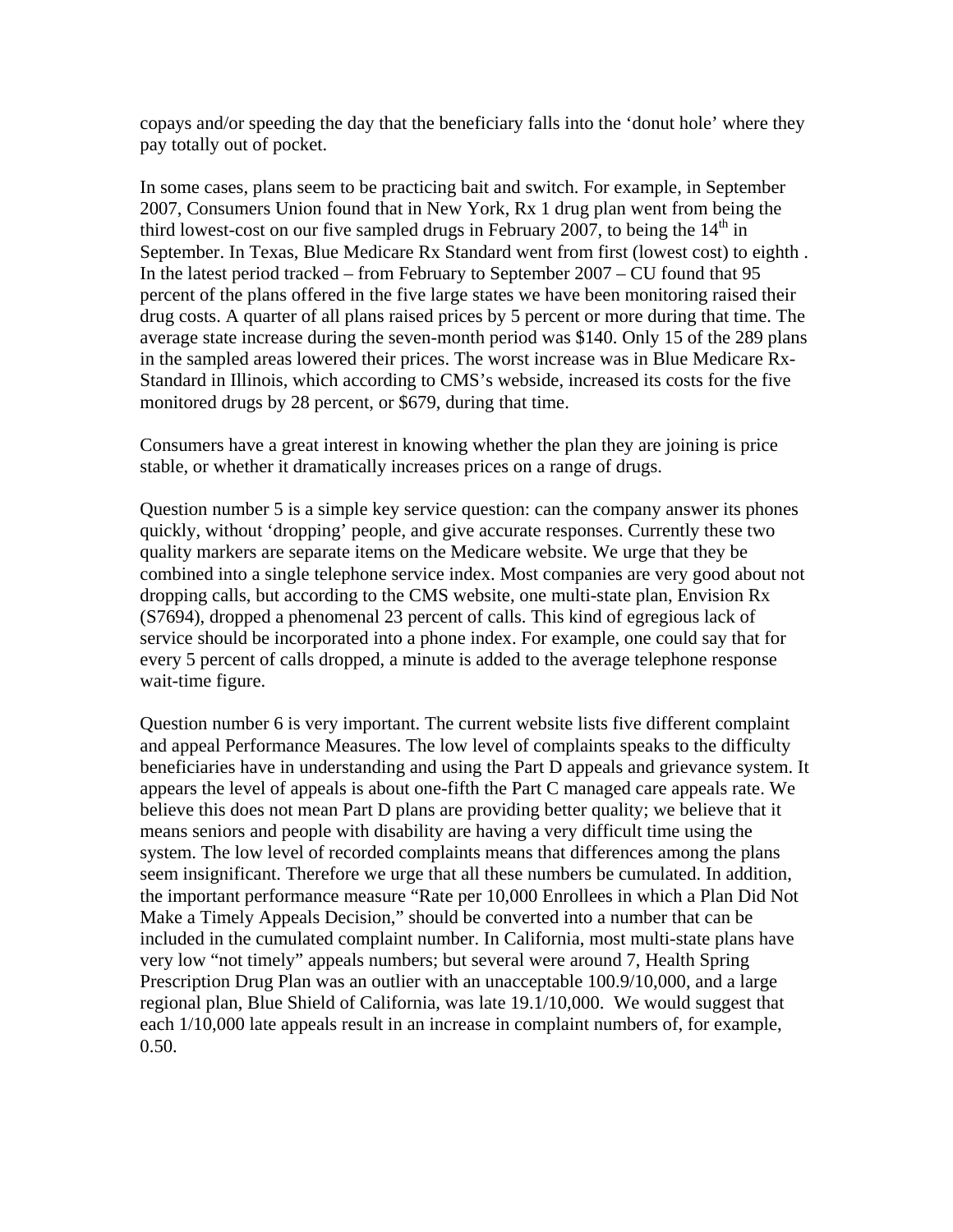copays and/or speeding the day that the beneficiary falls into the 'donut hole' where they pay totally out of pocket.

In some cases, plans seem to be practicing bait and switch. For example, in September 2007, Consumers Union found that in New York, Rx 1 drug plan went from being the third lowest-cost on our five sampled drugs in February 2007, to being the 14th in September. In Texas, Blue Medicare Rx Standard went from first (lowest cost) to eighth . In the latest period tracked – from February to September 2007 – CU found that 95 percent of the plans offered in the five large states we have been monitoring raised their drug costs. A quarter of all plans raised prices by 5 percent or more during that time. The average state increase during the seven-month period was $140. Only 15 of the 289 plans in the sampled areas lowered their prices. The worst increase was in Blue Medicare Rx-Standard in Illinois, which according to CMS's webside, increased its costs for the five monitored drugs by 28 percent, or $679, during that time.

Consumers have a great interest in knowing whether the plan they are joining is price stable, or whether it dramatically increases prices on a range of drugs.

Question number 5 is a simple key service question: can the company answer its phones quickly, without 'dropping' people, and give accurate responses. Currently these two quality markers are separate items on the Medicare website. We urge that they be combined into a single telephone service index. Most companies are very good about not dropping calls, but according to the CMS website, one multi-state plan, Envision Rx (S7694), dropped a phenomenal 23 percent of calls. This kind of egregious lack of service should be incorporated into a phone index. For example, one could say that for every 5 percent of calls dropped, a minute is added to the average telephone response wait-time figure.

Question number 6 is very important. The current website lists five different complaint and appeal Performance Measures. The low level of complaints speaks to the difficulty beneficiaries have in understanding and using the Part D appeals and grievance system. It appears the level of appeals is about one-fifth the Part C managed care appeals rate. We believe this does not mean Part D plans are providing better quality; we believe that it means seniors and people with disability are having a very difficult time using the system. The low level of recorded complaints means that differences among the plans seem insignificant. Therefore we urge that all these numbers be cumulated. In addition, the important performance measure "Rate per 10,000 Enrollees in which a Plan Did Not Make a Timely Appeals Decision," should be converted into a number that can be included in the cumulated complaint number. In California, most multi-state plans have very low "not timely" appeals numbers; but several were around 7, Health Spring Prescription Drug Plan was an outlier with an unacceptable 100.9/10,000, and a large regional plan, Blue Shield of California, was late 19.1/10,000. We would suggest that each 1/10,000 late appeals result in an increase in complaint numbers of, for example, 0.50.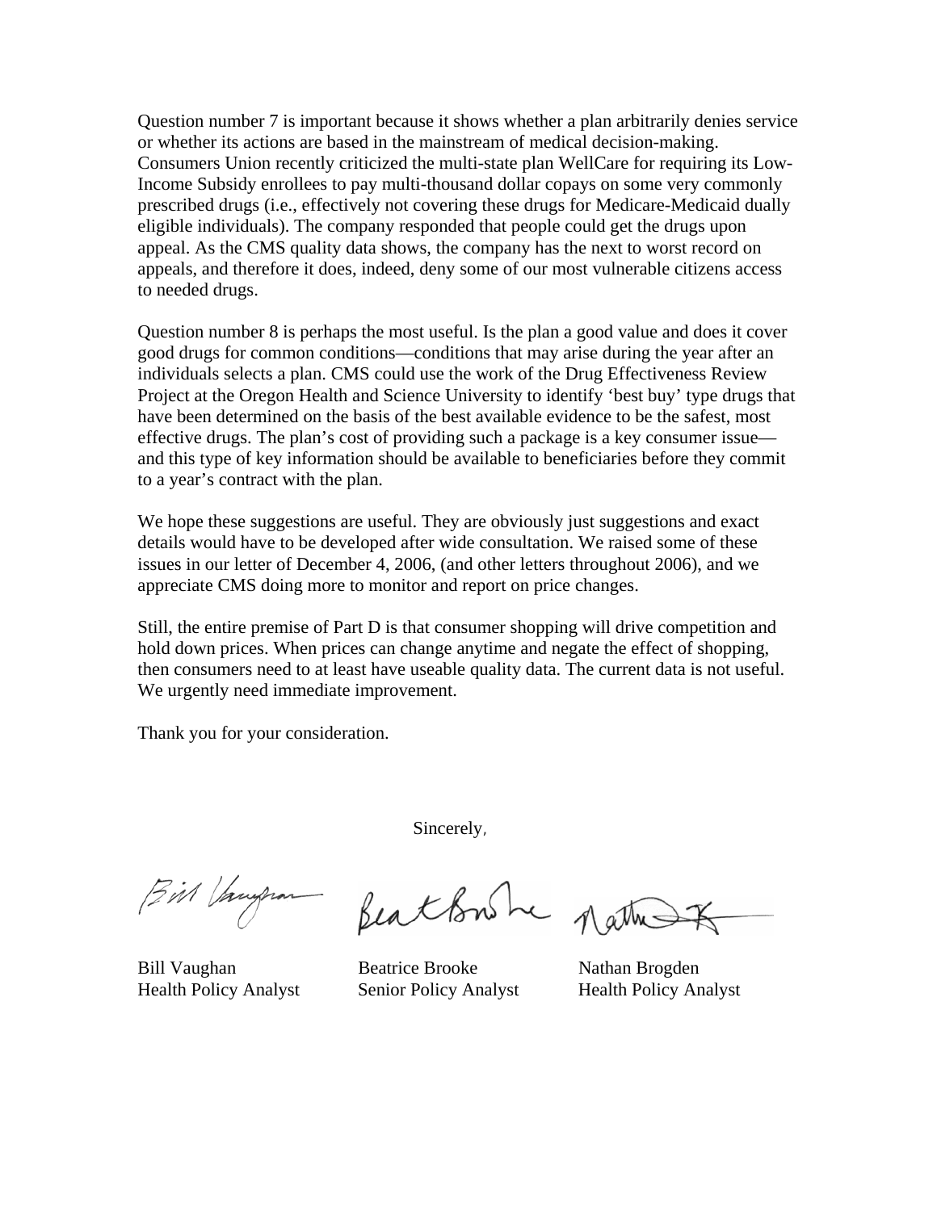Question number 7 is important because it shows whether a plan arbitrarily denies service or whether its actions are based in the mainstream of medical decision-making. Consumers Union recently criticized the multi-state plan WellCare for requiring its Low-Income Subsidy enrollees to pay multi-thousand dollar copays on some very commonly prescribed drugs (i.e., effectively not covering these drugs for Medicare-Medicaid dually eligible individuals). The company responded that people could get the drugs upon appeal. As the CMS quality data shows, the company has the next to worst record on appeals, and therefore it does, indeed, deny some of our most vulnerable citizens access to needed drugs.

Question number 8 is perhaps the most useful. Is the plan a good value and does it cover good drugs for common conditions—conditions that may arise during the year after an individuals selects a plan. CMS could use the work of the Drug Effectiveness Review Project at the Oregon Health and Science University to identify 'best buy' type drugs that have been determined on the basis of the best available evidence to be the safest, most effective drugs. The plan's cost of providing such a package is a key consumer issue—and this type of key information should be available to beneficiaries before they commit to a year's contract with the plan.

We hope these suggestions are useful. They are obviously just suggestions and exact details would have to be developed after wide consultation. We raised some of these issues in our letter of December 4, 2006, (and other letters throughout 2006), and we appreciate CMS doing more to monitor and report on price changes.

Still, the entire premise of Part D is that consumer shopping will drive competition and hold down prices. When prices can change anytime and negate the effect of shopping, then consumers need to at least have useable quality data. The current data is not useful. We urgently need immediate improvement.

Thank you for your consideration.

Sincerely,

| | | |
|---|---|---|
| Bill Vaughan | Beatrice Brooke | Nathan Brogden |
| Health Policy Analyst | Senior Policy Analyst | Health Policy Analyst |